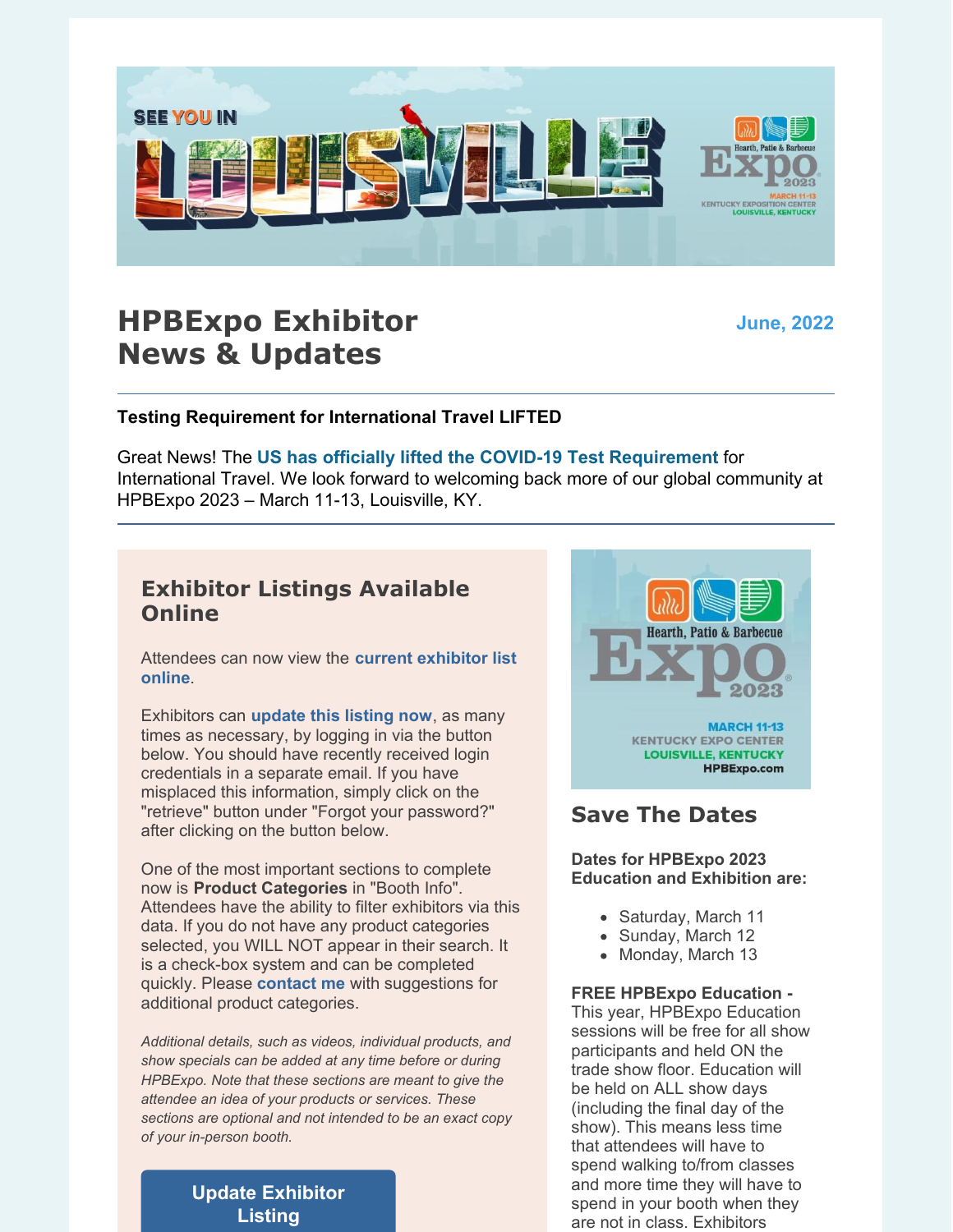# HPBExpo Exhibitor News & Updates

**June, 2022**

---

**Testing Requirement for International Travel LIFTED**

Great News! The **US has officially lifted the COVID-19 Test Requirement** for International Travel. We look forward to welcoming back more of our global community at HPBExpo 2023 – March 11-13, Louisville, KY.

---

## Exhibitor Listings Available Online

Attendees can now view the **current exhibitor list online**.

Exhibitors can **update this listing now**, as many times as necessary, by logging in via the button below. You should have recently received login credentials in a separate email. If you have misplaced this information, simply click on the "retrieve" button under "Forgot your password?" after clicking on the button below.

One of the most important sections to complete now is **Product Categories** in "Booth Info". Attendees have the ability to filter exhibitors via this data. If you do not have any product categories selected, you WILL NOT appear in their search. It is a check-box system and can be completed quickly. Please **contact me** with suggestions for additional product categories.

*Additional details, such as videos, individual products, and show specials can be added at any time before or during HPBExpo. Note that these sections are meant to give the attendee an idea of your products or services. These sections are optional and not intended to be an exact copy of your in-person booth.*

**Update Exhibitor Listing**

## Save The Dates

**Dates for HPBExpo 2023 Education and Exhibition are:**

- Saturday, March 11
- Sunday, March 12
- Monday, March 13

**FREE HPBExpo Education -** This year, HPBExpo Education sessions will be free for all show participants and held ON the trade show floor. Education will be held on ALL show days (including the final day of the show). This means less time that attendees will have to spend walking to/from classes and more time they will have to spend in your booth when they are not in class. Exhibitors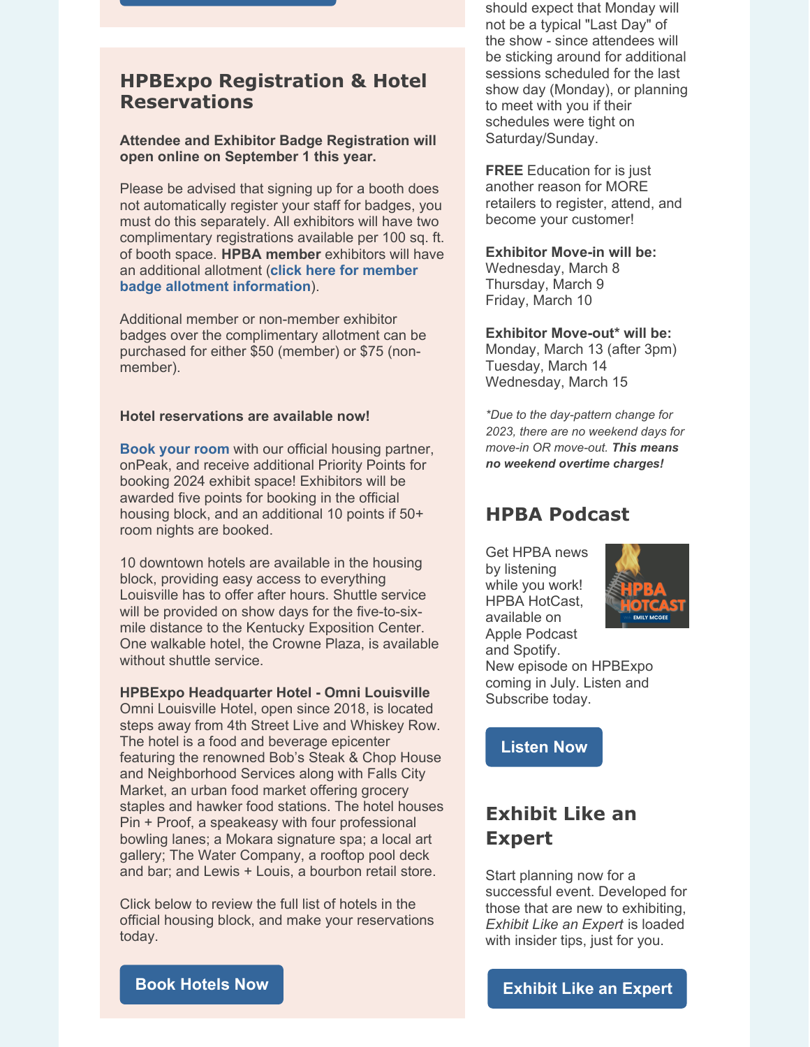## HPBExpo Registration & Hotel Reservations

**Attendee and Exhibitor Badge Registration will open online on September 1 this year.**

Please be advised that signing up for a booth does not automatically register your staff for badges, you must do this separately. All exhibitors will have two complimentary registrations available per 100 sq. ft. of booth space. **HPBA member** exhibitors will have an additional allotment (**click here for member badge allotment information**).

Additional member or non-member exhibitor badges over the complimentary allotment can be purchased for either $50 (member) or $75 (non-member).

**Hotel reservations are available now!**

**Book your room** with our official housing partner, onPeak, and receive additional Priority Points for booking 2024 exhibit space! Exhibitors will be awarded five points for booking in the official housing block, and an additional 10 points if 50+ room nights are booked.

10 downtown hotels are available in the housing block, providing easy access to everything Louisville has to offer after hours. Shuttle service will be provided on show days for the five-to-six-mile distance to the Kentucky Exposition Center. One walkable hotel, the Crowne Plaza, is available without shuttle service.

**HPBExpo Headquarter Hotel - Omni Louisville**
Omni Louisville Hotel, open since 2018, is located steps away from 4th Street Live and Whiskey Row. The hotel is a food and beverage epicenter featuring the renowned Bob's Steak & Chop House and Neighborhood Services along with Falls City Market, an urban food market offering grocery staples and hawker food stations. The hotel houses Pin + Proof, a speakeasy with four professional bowling lanes; a Mokara signature spa; a local art gallery; The Water Company, a rooftop pool deck and bar; and Lewis + Louis, a bourbon retail store.

Click below to review the full list of hotels in the official housing block, and make your reservations today.

**Book Hotels Now**

should expect that Monday will not be a typical "Last Day" of the show - since attendees will be sticking around for additional sessions scheduled for the last show day (Monday), or planning to meet with you if their schedules were tight on Saturday/Sunday.

**FREE** Education for is just another reason for MORE retailers to register, attend, and become your customer!

**Exhibitor Move-in will be:**
Wednesday, March 8
Thursday, March 9
Friday, March 10

**Exhibitor Move-out* will be:**
Monday, March 13 (after 3pm)
Tuesday, March 14
Wednesday, March 15

*\*Due to the day-pattern change for 2023, there are no weekend days for move-in OR move-out.* ***This means no weekend overtime charges!***

## HPBA Podcast

Get HPBA news by listening while you work! HPBA HotCast, available on Apple Podcast and Spotify. New episode on HPBExpo coming in July. Listen and Subscribe today.

**Listen Now**

## Exhibit Like an Expert

Start planning now for a successful event. Developed for those that are new to exhibiting, *Exhibit Like an Expert* is loaded with insider tips, just for you.

**Exhibit Like an Expert**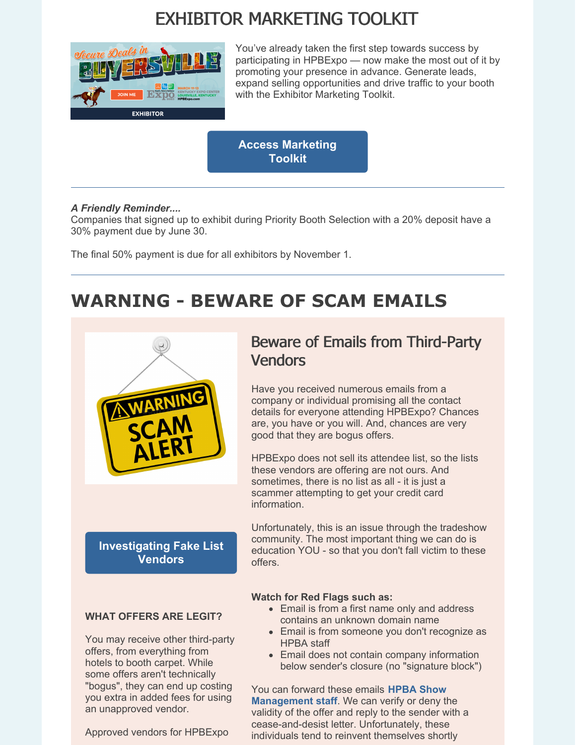# EXHIBITOR MARKETING TOOLKIT

You've already taken the first step towards success by participating in HPBExpo — now make the most out of it by promoting your presence in advance. Generate leads, expand selling opportunities and drive traffic to your booth with the Exhibitor Marketing Toolkit.

**Access Marketing Toolkit**

---

***A Friendly Reminder....***

Companies that signed up to exhibit during Priority Booth Selection with a 20% deposit have a 30% payment due by June 30.

The final 50% payment is due for all exhibitors by November 1.

---

# WARNING - BEWARE OF SCAM EMAILS

## Beware of Emails from Third-Party Vendors

Have you received numerous emails from a company or individual promising all the contact details for everyone attending HPBExpo? Chances are, you have or you will. And, chances are very good that they are bogus offers.

HPBExpo does not sell its attendee list, so the lists these vendors are offering are not ours. And sometimes, there is no list as all - it is just a scammer attempting to get your credit card information.

Unfortunately, this is an issue through the tradeshow community. The most important thing we can do is education YOU - so that you don't fall victim to these offers.

**Watch for Red Flags such as:**

- Email is from a first name only and address contains an unknown domain name
- Email is from someone you don't recognize as HPBA staff
- Email does not contain company information below sender's closure (no "signature block")

You can forward these emails **HPBA Show Management staff**. We can verify or deny the validity of the offer and reply to the sender with a cease-and-desist letter. Unfortunately, these individuals tend to reinvent themselves shortly

**Investigating Fake List Vendors**

**WHAT OFFERS ARE LEGIT?**

You may receive other third-party offers, from everything from hotels to booth carpet. While some offers aren't technically "bogus", they can end up costing you extra in added fees for using an unapproved vendor.

Approved vendors for HPBExpo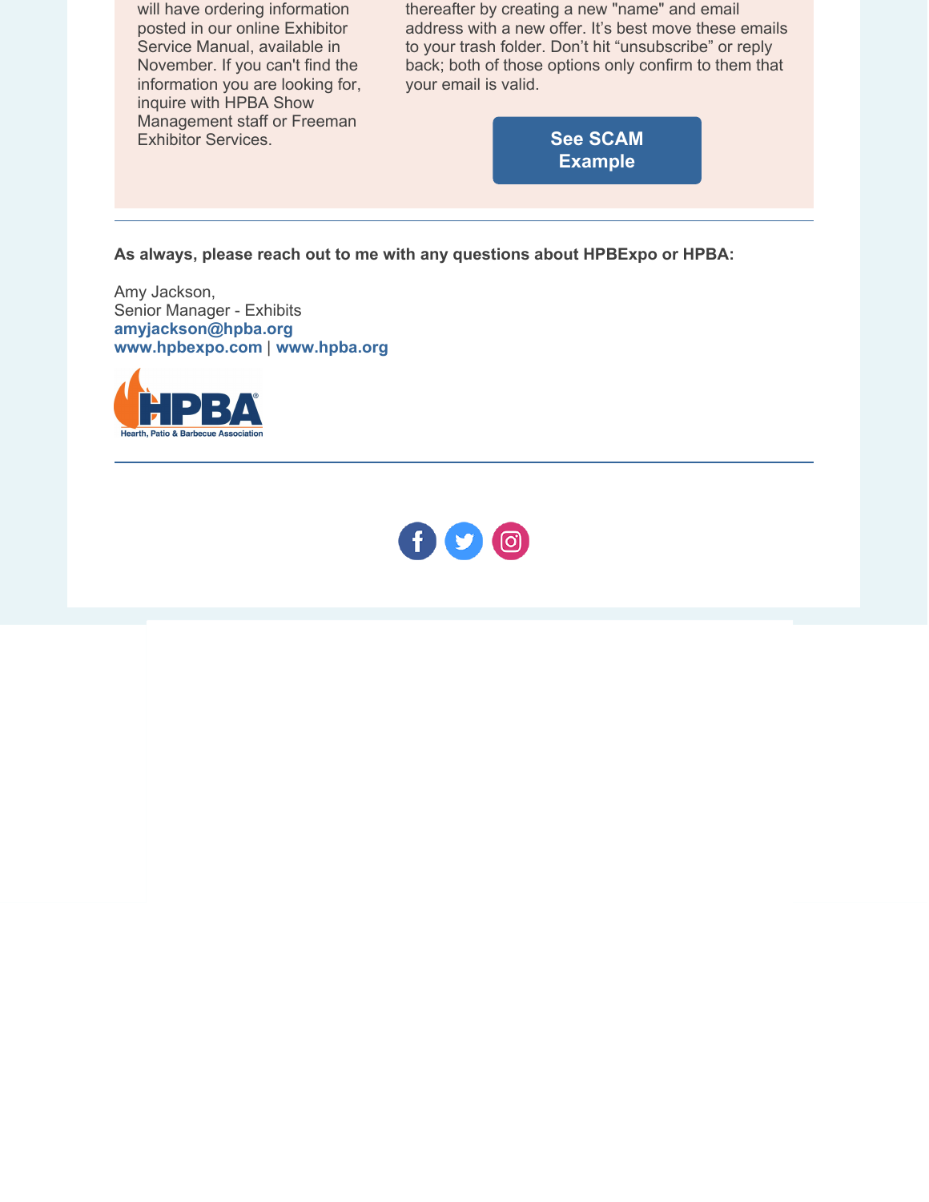will have ordering information posted in our online Exhibitor Service Manual, available in November. If you can't find the information you are looking for, inquire with HPBA Show Management staff or Freeman Exhibitor Services.

thereafter by creating a new "name" and email address with a new offer. It's best move these emails to your trash folder. Don't hit “unsubscribe” or reply back; both of those options only confirm to them that your email is valid.

**See SCAM Example**

---

**As always, please reach out to me with any questions about HPBExpo or HPBA:**

Amy Jackson,
Senior Manager - Exhibits
**amyjackson@hpba.org**
**www.hpbexpo.com** | **www.hpba.org**

HPBA
Hearth, Patio & Barbecue Association

---